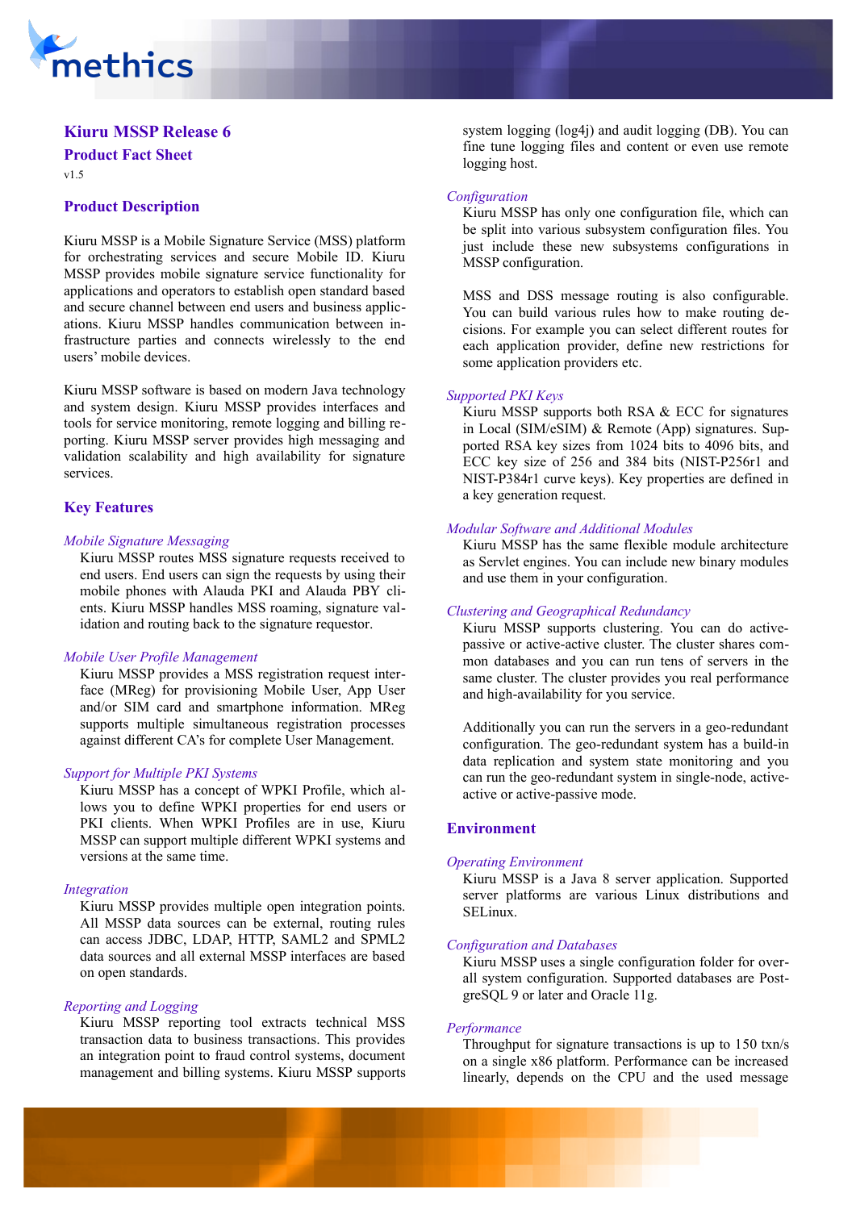# Kiuru MSSP Release 6

## Product Fact Sheet

v1.5

## Product Description

Kiuru MSSP is a Mobile Signature Service (MSS) platform for orchestrating services and secure Mobile ID. Kiuru MSSP provides mobile signature service functionality for applications and operators to establish open standard based and secure channel between end users and business applications. Kiuru MSSP handles communication between infrastructure parties and connects wirelessly to the end users' mobile devices.

Kiuru MSSP software is based on modern Java technology and system design. Kiuru MSSP provides interfaces and tools for service monitoring, remote logging and billing reporting. Kiuru MSSP server provides high messaging and validation scalability and high availability for signature services.

## Key Features

*Mobile Signature Messaging*

Kiuru MSSP routes MSS signature requests received to end users. End users can sign the requests by using their mobile phones with Alauda PKI and Alauda PBY clients. Kiuru MSSP handles MSS roaming, signature validation and routing back to the signature requestor.

*Mobile User Profile Management*

Kiuru MSSP provides a MSS registration request interface (MReg) for provisioning Mobile User, App User and/or SIM card and smartphone information. MReg supports multiple simultaneous registration processes against different CA's for complete User Management.

*Support for Multiple PKI Systems*

Kiuru MSSP has a concept of WPKI Profile, which allows you to define WPKI properties for end users or PKI clients. When WPKI Profiles are in use, Kiuru MSSP can support multiple different WPKI systems and versions at the same time.

*Integration*

Kiuru MSSP provides multiple open integration points. All MSSP data sources can be external, routing rules can access JDBC, LDAP, HTTP, SAML2 and SPML2 data sources and all external MSSP interfaces are based on open standards.

*Reporting and Logging*

Kiuru MSSP reporting tool extracts technical MSS transaction data to business transactions. This provides an integration point to fraud control systems, document management and billing systems. Kiuru MSSP supports system logging (log4j) and audit logging (DB). You can fine tune logging files and content or even use remote logging host.

*Configuration*

Kiuru MSSP has only one configuration file, which can be split into various subsystem configuration files. You just include these new subsystems configurations in MSSP configuration.

MSS and DSS message routing is also configurable. You can build various rules how to make routing decisions. For example you can select different routes for each application provider, define new restrictions for some application providers etc.

*Supported PKI Keys*

Kiuru MSSP supports both RSA & ECC for signatures in Local (SIM/eSIM) & Remote (App) signatures. Supported RSA key sizes from 1024 bits to 4096 bits, and ECC key size of 256 and 384 bits (NIST-P256r1 and NIST-P384r1 curve keys). Key properties are defined in a key generation request.

*Modular Software and Additional Modules*

Kiuru MSSP has the same flexible module architecture as Servlet engines. You can include new binary modules and use them in your configuration.

*Clustering and Geographical Redundancy*

Kiuru MSSP supports clustering. You can do active-passive or active-active cluster. The cluster shares common databases and you can run tens of servers in the same cluster. The cluster provides you real performance and high-availability for you service.

Additionally you can run the servers in a geo-redundant configuration. The geo-redundant system has a build-in data replication and system state monitoring and you can run the geo-redundant system in single-node, active-active or active-passive mode.

## Environment

*Operating Environment*

Kiuru MSSP is a Java 8 server application. Supported server platforms are various Linux distributions and SELinux.

*Configuration and Databases*

Kiuru MSSP uses a single configuration folder for overall system configuration. Supported databases are PostgreSQL 9 or later and Oracle 11g.

*Performance*

Throughput for signature transactions is up to 150 txn/s on a single x86 platform. Performance can be increased linearly, depends on the CPU and the used message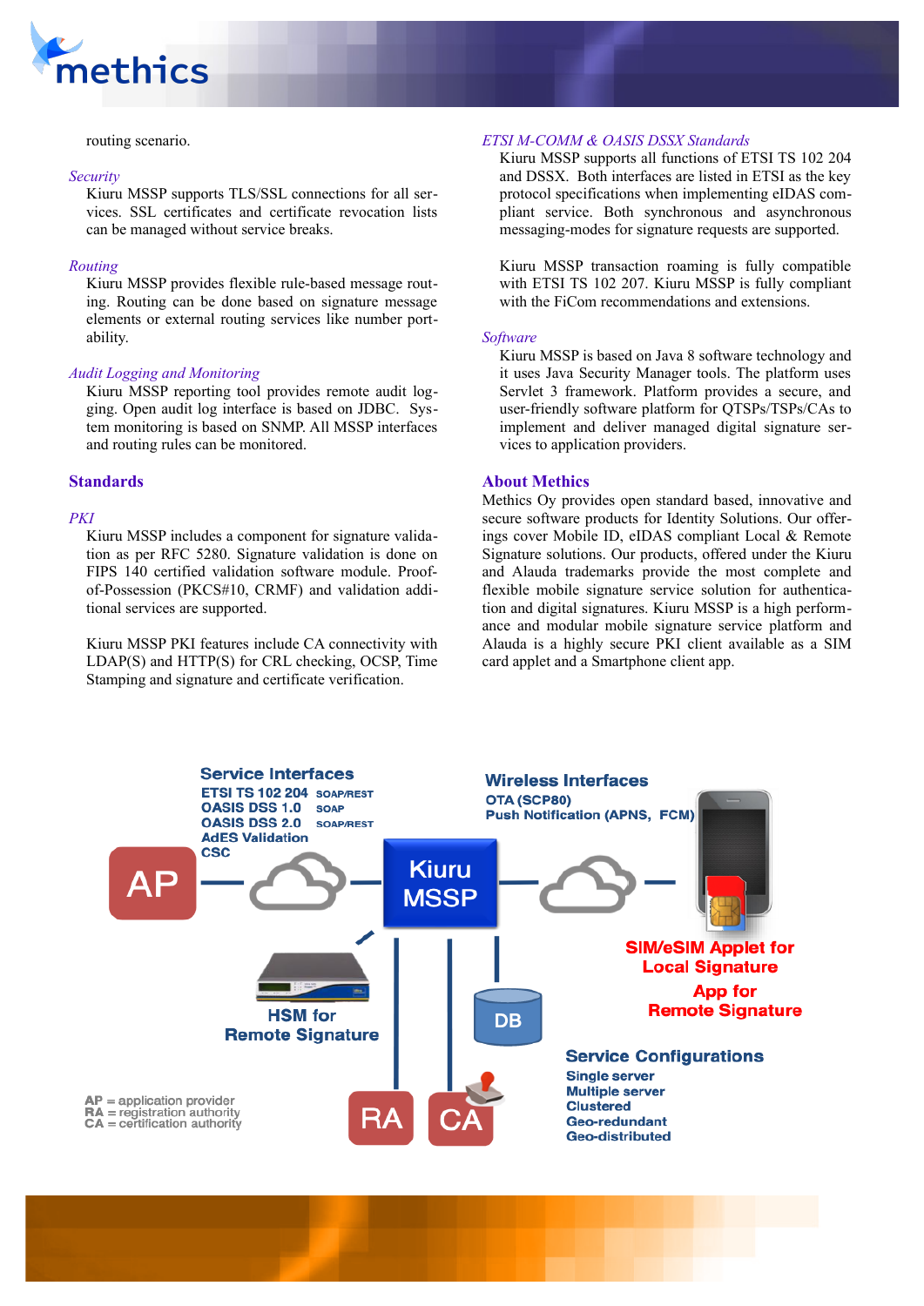routing scenario.

*Security*

Kiuru MSSP supports TLS/SSL connections for all services. SSL certificates and certificate revocation lists can be managed without service breaks.

*Routing*

Kiuru MSSP provides flexible rule-based message routing. Routing can be done based on signature message elements or external routing services like number portability.

*Audit Logging and Monitoring*

Kiuru MSSP reporting tool provides remote audit logging. Open audit log interface is based on JDBC. System monitoring is based on SNMP. All MSSP interfaces and routing rules can be monitored.

## Standards

*PKI*

Kiuru MSSP includes a component for signature validation as per RFC 5280. Signature validation is done on FIPS 140 certified validation software module. Proof-of-Possession (PKCS#10, CRMF) and validation additional services are supported.

Kiuru MSSP PKI features include CA connectivity with LDAP(S) and HTTP(S) for CRL checking, OCSP, Time Stamping and signature and certificate verification.

*ETSI M-COMM & OASIS DSSX Standards*

Kiuru MSSP supports all functions of ETSI TS 102 204 and DSSX. Both interfaces are listed in ETSI as the key protocol specifications when implementing eIDAS compliant service. Both synchronous and asynchronous messaging-modes for signature requests are supported.

Kiuru MSSP transaction roaming is fully compatible with ETSI TS 102 207. Kiuru MSSP is fully compliant with the FiCom recommendations and extensions.

*Software*

Kiuru MSSP is based on Java 8 software technology and it uses Java Security Manager tools. The platform uses Servlet 3 framework. Platform provides a secure, and user-friendly software platform for QTSPs/TSPs/CAs to implement and deliver managed digital signature services to application providers.

## About Methics

Methics Oy provides open standard based, innovative and secure software products for Identity Solutions. Our offerings cover Mobile ID, eIDAS compliant Local & Remote Signature solutions. Our products, offered under the Kiuru and Alauda trademarks provide the most complete and flexible mobile signature service solution for authentication and digital signatures. Kiuru MSSP is a high performance and modular mobile signature service platform and Alauda is a highly secure PKI client available as a SIM card applet and a Smartphone client app.

Service Interfaces
ETSI TS 102 204 SOAP/REST
OASIS DSS 1.0 SOAP
OASIS DSS 2.0 SOAP/REST
AdES Validation
CSC

Wireless Interfaces
OTA (SCP80)
Push Notification (APNS, FCM)

AP

Kiuru MSSP

SIM/eSIM Applet for Local Signature

App for Remote Signature

HSM for Remote Signature

DB

RA

CA

Service Configurations
Single server
Multiple server
Clustered
Geo-redundant
Geo-distributed

AP = application provider
RA = registration authority
CA = certification authority